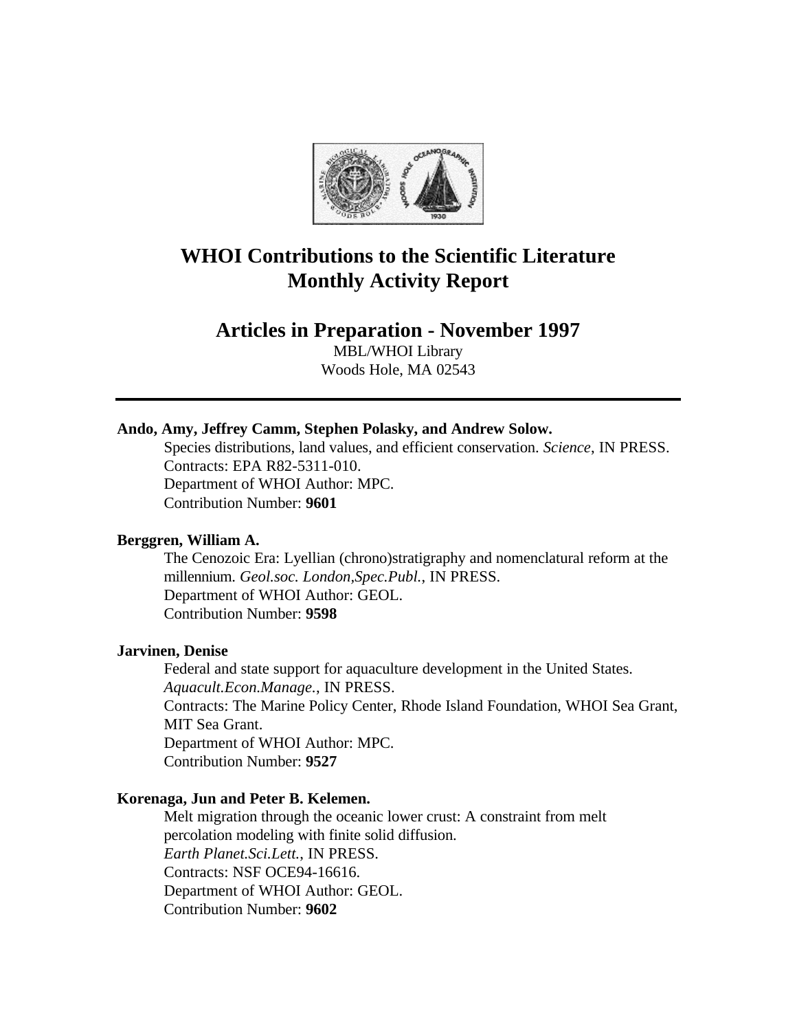# WHOI Contributions to the Scientific Literature
# Monthly Activity Report

## Articles in Preparation - November 1997

MBL/WHOI Library
Woods Hole, MA 02543

---

**Ando, Amy, Jeffrey Camm, Stephen Polasky, and Andrew Solow.**

Species distributions, land values, and efficient conservation. *Science*, IN PRESS.
Contracts: EPA R82-5311-010.
Department of WHOI Author: MPC.
Contribution Number: **9601**

**Berggren, William A.**

The Cenozoic Era: Lyellian (chrono)stratigraphy and nomenclatural reform at the millennium. *Geol.soc. London,Spec.Publ.*, IN PRESS.
Department of WHOI Author: GEOL.
Contribution Number: **9598**

**Jarvinen, Denise**

Federal and state support for aquaculture development in the United States. *Aquacult.Econ.Manage.*, IN PRESS.
Contracts: The Marine Policy Center, Rhode Island Foundation, WHOI Sea Grant, MIT Sea Grant.
Department of WHOI Author: MPC.
Contribution Number: **9527**

**Korenaga, Jun and Peter B. Kelemen.**

Melt migration through the oceanic lower crust: A constraint from melt percolation modeling with finite solid diffusion.
*Earth Planet.Sci.Lett.*, IN PRESS.
Contracts: NSF OCE94-16616.
Department of WHOI Author: GEOL.
Contribution Number: **9602**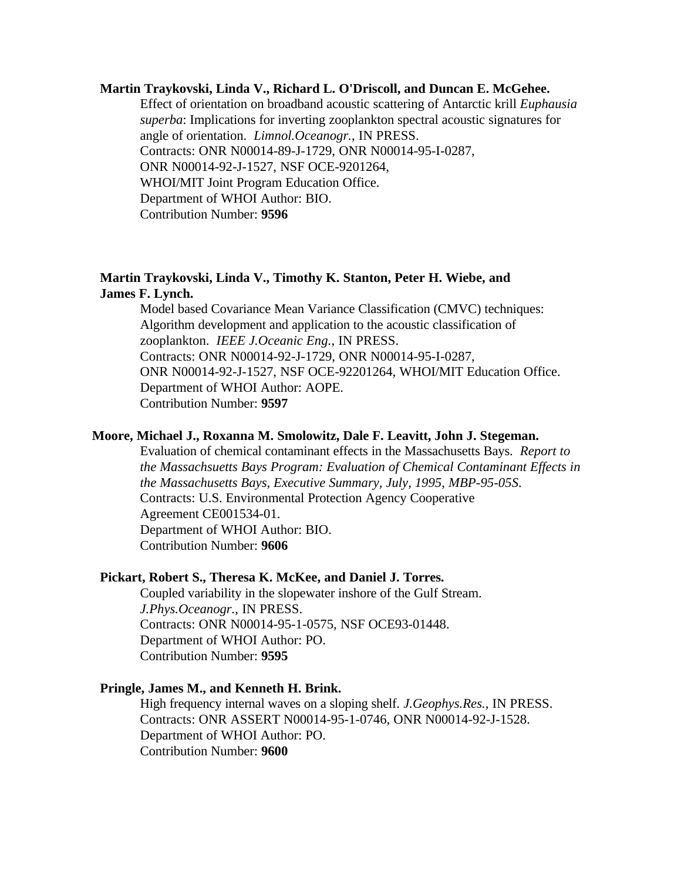**Martin Traykovski, Linda V., Richard L. O'Driscoll, and Duncan E. McGehee.**

Effect of orientation on broadband acoustic scattering of Antarctic krill *Euphausia superba*: Implications for inverting zooplankton spectral acoustic signatures for angle of orientation. *Limnol.Oceanogr.*, IN PRESS.
Contracts: ONR N00014-89-J-1729, ONR N00014-95-I-0287,
ONR N00014-92-J-1527, NSF OCE-9201264,
WHOI/MIT Joint Program Education Office.
Department of WHOI Author: BIO.
Contribution Number: **9596**

**Martin Traykovski, Linda V., Timothy K. Stanton, Peter H. Wiebe, and James F. Lynch.**

Model based Covariance Mean Variance Classification (CMVC) techniques: Algorithm development and application to the acoustic classification of zooplankton. *IEEE J.Oceanic Eng.*, IN PRESS.
Contracts: ONR N00014-92-J-1729, ONR N00014-95-I-0287,
ONR N00014-92-J-1527, NSF OCE-92201264, WHOI/MIT Education Office.
Department of WHOI Author: AOPE.
Contribution Number: **9597**

**Moore, Michael J., Roxanna M. Smolowitz, Dale F. Leavitt, John J. Stegeman.**

Evaluation of chemical contaminant effects in the Massachusetts Bays. *Report to the Massachsuetts Bays Program: Evaluation of Chemical Contaminant Effects in the Massachusetts Bays, Executive Summary, July, 1995, MBP-95-05S.*
Contracts: U.S. Environmental Protection Agency Cooperative
Agreement CE001534-01.
Department of WHOI Author: BIO.
Contribution Number: **9606**

**Pickart, Robert S., Theresa K. McKee, and Daniel J. Torres.**

Coupled variability in the slopewater inshore of the Gulf Stream.
*J.Phys.Oceanogr.*, IN PRESS.
Contracts: ONR N00014-95-1-0575, NSF OCE93-01448.
Department of WHOI Author: PO.
Contribution Number: **9595**

**Pringle, James M., and Kenneth H. Brink.**

High frequency internal waves on a sloping shelf. *J.Geophys.Res.*, IN PRESS.
Contracts: ONR ASSERT N00014-95-1-0746, ONR N00014-92-J-1528.
Department of WHOI Author: PO.
Contribution Number: **9600**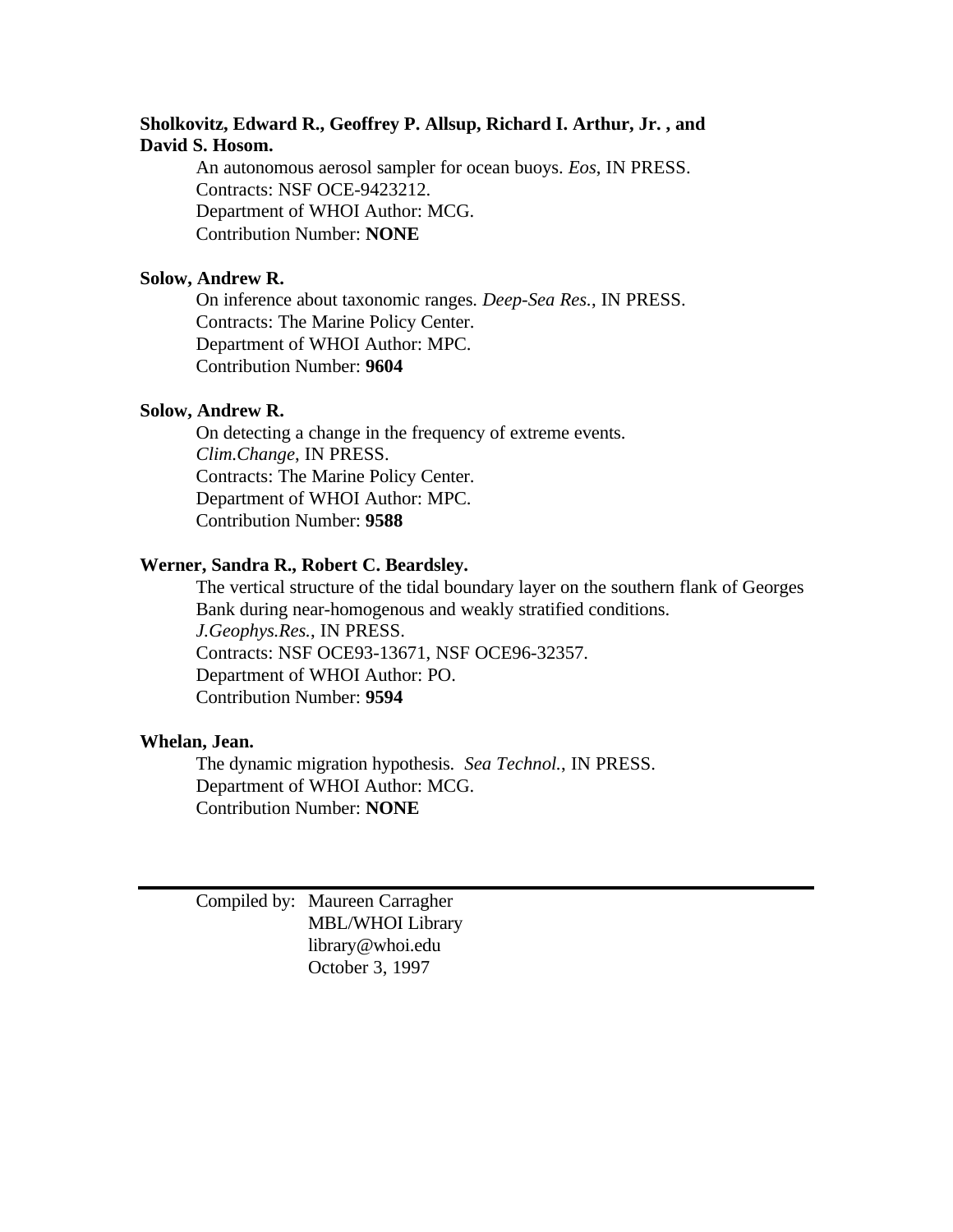**Sholkovitz, Edward R., Geoffrey P. Allsup, Richard I. Arthur, Jr. , and David S. Hosom.**

An autonomous aerosol sampler for ocean buoys. *Eos*, IN PRESS.
Contracts: NSF OCE-9423212.
Department of WHOI Author: MCG.
Contribution Number: **NONE**

**Solow, Andrew R.**

On inference about taxonomic ranges. *Deep-Sea Res.*, IN PRESS.
Contracts: The Marine Policy Center.
Department of WHOI Author: MPC.
Contribution Number: **9604**

**Solow, Andrew R.**

On detecting a change in the frequency of extreme events.
*Clim.Change*, IN PRESS.
Contracts: The Marine Policy Center.
Department of WHOI Author: MPC.
Contribution Number: **9588**

**Werner, Sandra R., Robert C. Beardsley.**

The vertical structure of the tidal boundary layer on the southern flank of Georges Bank during near-homogenous and weakly stratified conditions.
*J.Geophys.Res.*, IN PRESS.
Contracts: NSF OCE93-13671, NSF OCE96-32357.
Department of WHOI Author: PO.
Contribution Number: **9594**

**Whelan, Jean.**

The dynamic migration hypothesis. *Sea Technol.*, IN PRESS.
Department of WHOI Author: MCG.
Contribution Number: **NONE**

---

Compiled by: Maureen Carragher
MBL/WHOI Library
library@whoi.edu
October 3, 1997